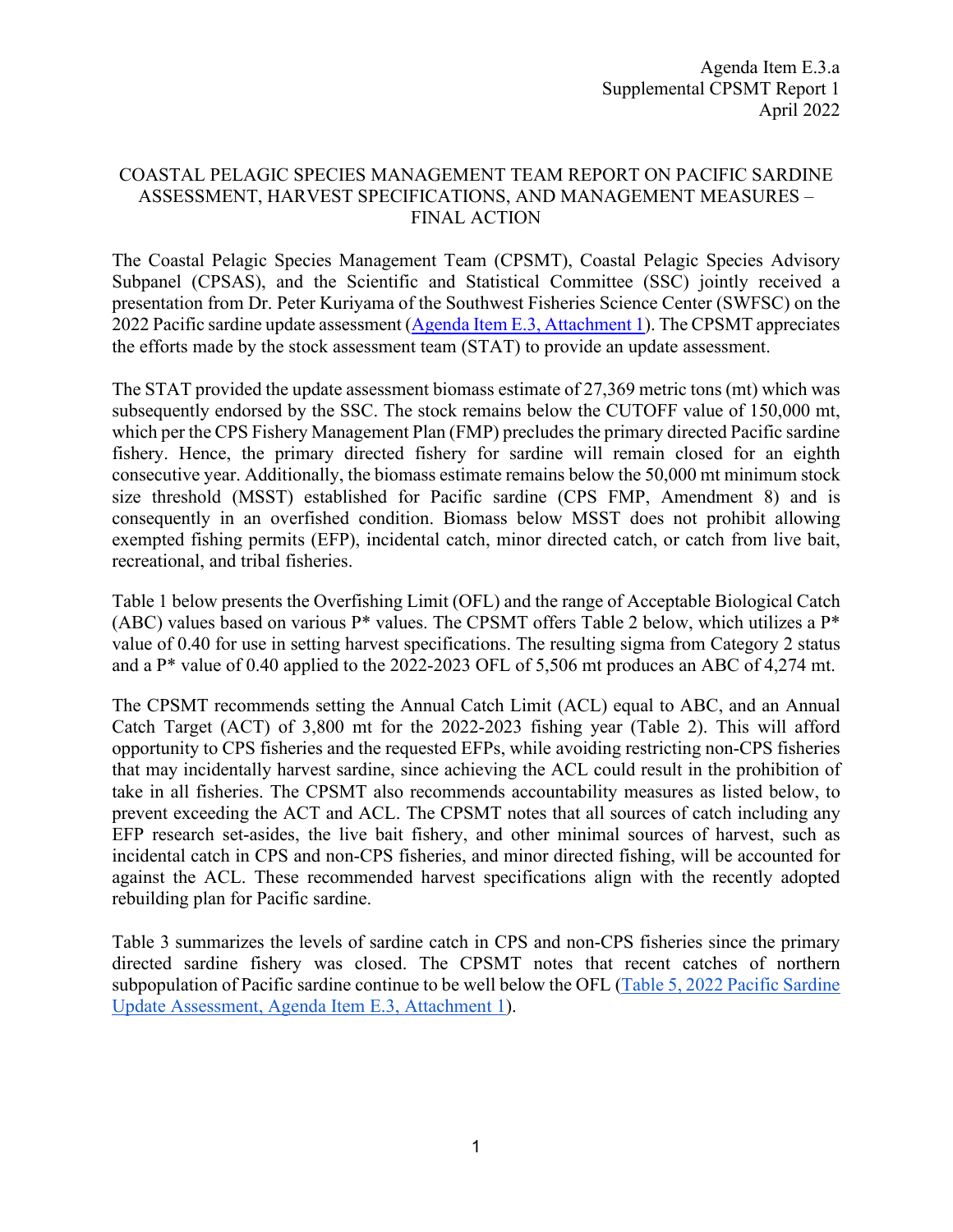Agenda Item E.3.a
Supplemental CPSMT Report 1
April 2022

# COASTAL PELAGIC SPECIES MANAGEMENT TEAM REPORT ON PACIFIC SARDINE ASSESSMENT, HARVEST SPECIFICATIONS, AND MANAGEMENT MEASURES – FINAL ACTION

The Coastal Pelagic Species Management Team (CPSMT), Coastal Pelagic Species Advisory Subpanel (CPSAS), and the Scientific and Statistical Committee (SSC) jointly received a presentation from Dr. Peter Kuriyama of the Southwest Fisheries Science Center (SWFSC) on the 2022 Pacific sardine update assessment (Agenda Item E.3, Attachment 1). The CPSMT appreciates the efforts made by the stock assessment team (STAT) to provide an update assessment.

The STAT provided the update assessment biomass estimate of 27,369 metric tons (mt) which was subsequently endorsed by the SSC. The stock remains below the CUTOFF value of 150,000 mt, which per the CPS Fishery Management Plan (FMP) precludes the primary directed Pacific sardine fishery. Hence, the primary directed fishery for sardine will remain closed for an eighth consecutive year. Additionally, the biomass estimate remains below the 50,000 mt minimum stock size threshold (MSST) established for Pacific sardine (CPS FMP, Amendment 8) and is consequently in an overfished condition. Biomass below MSST does not prohibit allowing exempted fishing permits (EFP), incidental catch, minor directed catch, or catch from live bait, recreational, and tribal fisheries.

Table 1 below presents the Overfishing Limit (OFL) and the range of Acceptable Biological Catch (ABC) values based on various P* values. The CPSMT offers Table 2 below, which utilizes a P* value of 0.40 for use in setting harvest specifications. The resulting sigma from Category 2 status and a P* value of 0.40 applied to the 2022-2023 OFL of 5,506 mt produces an ABC of 4,274 mt.

The CPSMT recommends setting the Annual Catch Limit (ACL) equal to ABC, and an Annual Catch Target (ACT) of 3,800 mt for the 2022-2023 fishing year (Table 2). This will afford opportunity to CPS fisheries and the requested EFPs, while avoiding restricting non-CPS fisheries that may incidentally harvest sardine, since achieving the ACL could result in the prohibition of take in all fisheries. The CPSMT also recommends accountability measures as listed below, to prevent exceeding the ACT and ACL. The CPSMT notes that all sources of catch including any EFP research set-asides, the live bait fishery, and other minimal sources of harvest, such as incidental catch in CPS and non-CPS fisheries, and minor directed fishing, will be accounted for against the ACL. These recommended harvest specifications align with the recently adopted rebuilding plan for Pacific sardine.

Table 3 summarizes the levels of sardine catch in CPS and non-CPS fisheries since the primary directed sardine fishery was closed. The CPSMT notes that recent catches of northern subpopulation of Pacific sardine continue to be well below the OFL (Table 5, 2022 Pacific Sardine Update Assessment, Agenda Item E.3, Attachment 1).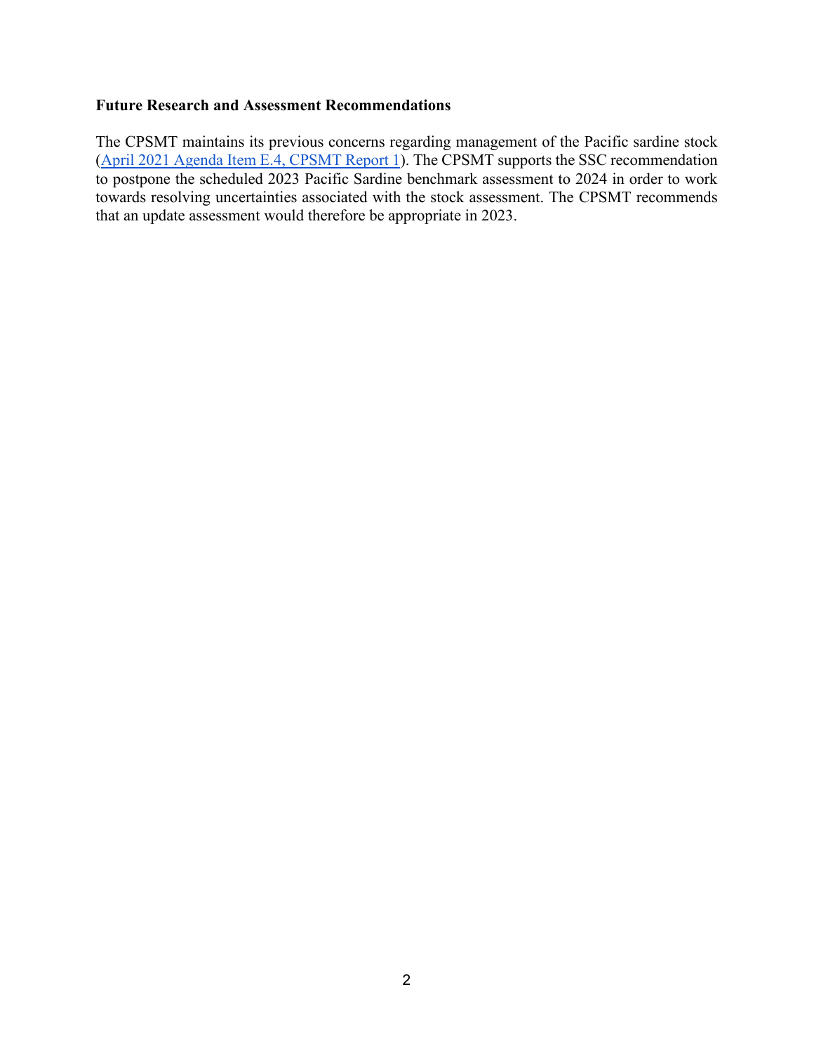**Future Research and Assessment Recommendations**

The CPSMT maintains its previous concerns regarding management of the Pacific sardine stock ([April 2021 Agenda Item E.4, CPSMT Report 1](#)). The CPSMT supports the SSC recommendation to postpone the scheduled 2023 Pacific Sardine benchmark assessment to 2024 in order to work towards resolving uncertainties associated with the stock assessment. The CPSMT recommends that an update assessment would therefore be appropriate in 2023.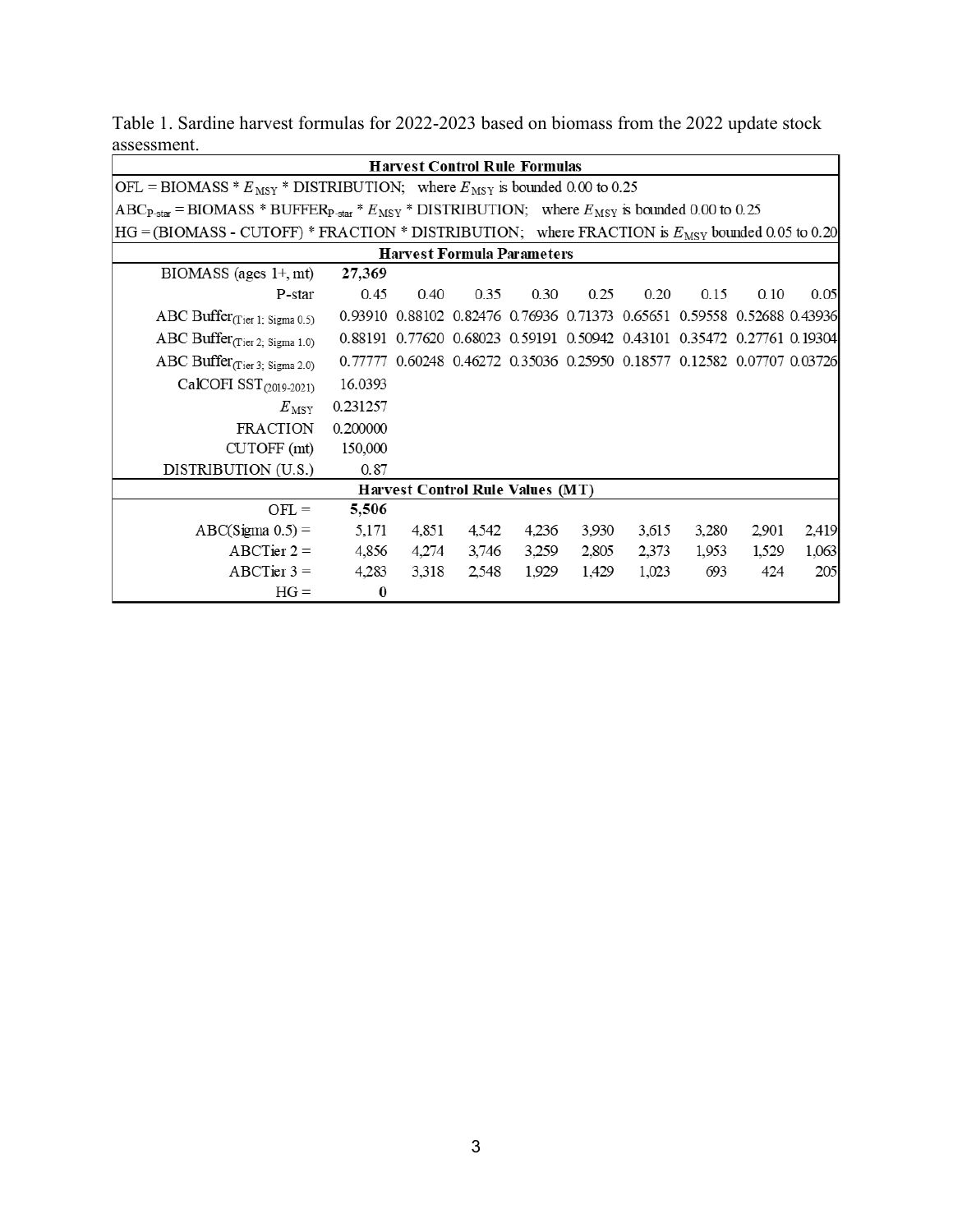Table 1. Sardine harvest formulas for 2022-2023 based on biomass from the 2022 update stock assessment.

| **Harvest Control Rule Formulas** | | | | | | | | | |
|---|---|---|---|---|---|---|---|---|---|
| OFL = BIOMASS * $E_{MSY}$ * DISTRIBUTION; where $E_{MSY}$ is bounded 0.00 to 0.25 | | | | | | | | | |
| $ABC_{P\text{-}star}$ = BIOMASS * $BUFFER_{P\text{-}star}$ * $E_{MSY}$ * DISTRIBUTION; where $E_{MSY}$ is bounded 0.00 to 0.25 | | | | | | | | | |
| HG = (BIOMASS - CUTOFF) * FRACTION * DISTRIBUTION; where FRACTION is $E_{MSY}$ bounded 0.05 to 0.20 | | | | | | | | | |
| **Harvest Formula Parameters** | | | | | | | | | |
| BIOMASS (ages 1+, mt) | **27,369** | | | | | | | | |
| P-star | 0.45 | 0.40 | 0.35 | 0.30 | 0.25 | 0.20 | 0.15 | 0.10 | 0.05 |
| ABC $Buffer_{(Tier\ 1;\ Sigma\ 0.5)}$ | 0.93910 | 0.88102 | 0.82476 | 0.76936 | 0.71373 | 0.65651 | 0.59558 | 0.52688 | 0.43936 |
| ABC $Buffer_{(Tier\ 2;\ Sigma\ 1.0)}$ | 0.88191 | 0.77620 | 0.68023 | 0.59191 | 0.50942 | 0.43101 | 0.35472 | 0.27761 | 0.19304 |
| ABC $Buffer_{(Tier\ 3;\ Sigma\ 2.0)}$ | 0.77777 | 0.60248 | 0.46272 | 0.35036 | 0.25950 | 0.18577 | 0.12582 | 0.07707 | 0.03726 |
| CalCOFI $SST_{(2019\text{-}2021)}$ | 16.0393 | | | | | | | | |
| $E_{MSY}$ | 0.231257 | | | | | | | | |
| FRACTION | 0.200000 | | | | | | | | |
| CUTOFF (mt) | 150,000 | | | | | | | | |
| DISTRIBUTION (U.S.) | 0.87 | | | | | | | | |
| **Harvest Control Rule Values (MT)** | | | | | | | | | |
| OFL = | **5,506** | | | | | | | | |
| ABC(Sigma 0.5) = | 5,171 | 4,851 | 4,542 | 4,236 | 3,930 | 3,615 | 3,280 | 2,901 | 2,419 |
| ABCTier 2 = | 4,856 | 4,274 | 3,746 | 3,259 | 2,805 | 2,373 | 1,953 | 1,529 | 1,063 |
| ABCTier 3 = | 4,283 | 3,318 | 2,548 | 1,929 | 1,429 | 1,023 | 693 | 424 | 205 |
| HG = | **0** | | | | | | | | |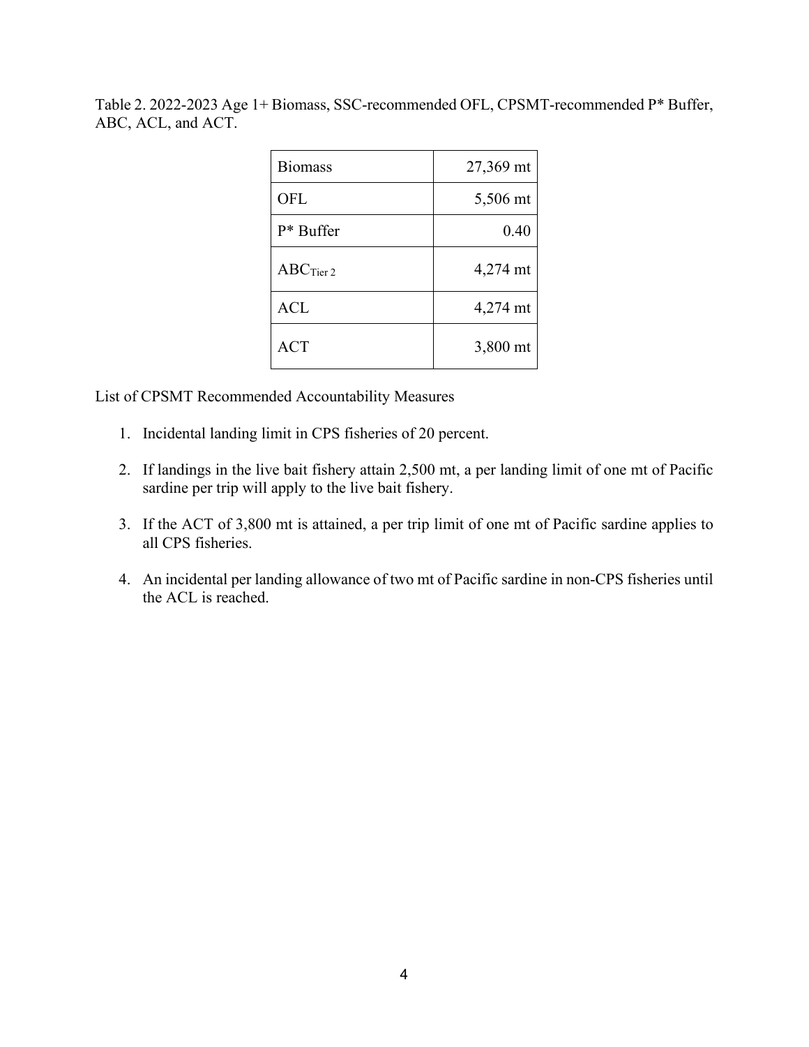Table 2. 2022-2023 Age 1+ Biomass, SSC-recommended OFL, CPSMT-recommended P* Buffer, ABC, ACL, and ACT.

| Biomass | 27,369 mt |
|---|---|
| OFL | 5,506 mt |
| P* Buffer | 0.40 |
| $ABC_{Tier\ 2}$ | 4,274 mt |
| ACL | 4,274 mt |
| ACT | 3,800 mt |

List of CPSMT Recommended Accountability Measures

1. Incidental landing limit in CPS fisheries of 20 percent.
2. If landings in the live bait fishery attain 2,500 mt, a per landing limit of one mt of Pacific sardine per trip will apply to the live bait fishery.
3. If the ACT of 3,800 mt is attained, a per trip limit of one mt of Pacific sardine applies to all CPS fisheries.
4. An incidental per landing allowance of two mt of Pacific sardine in non-CPS fisheries until the ACL is reached.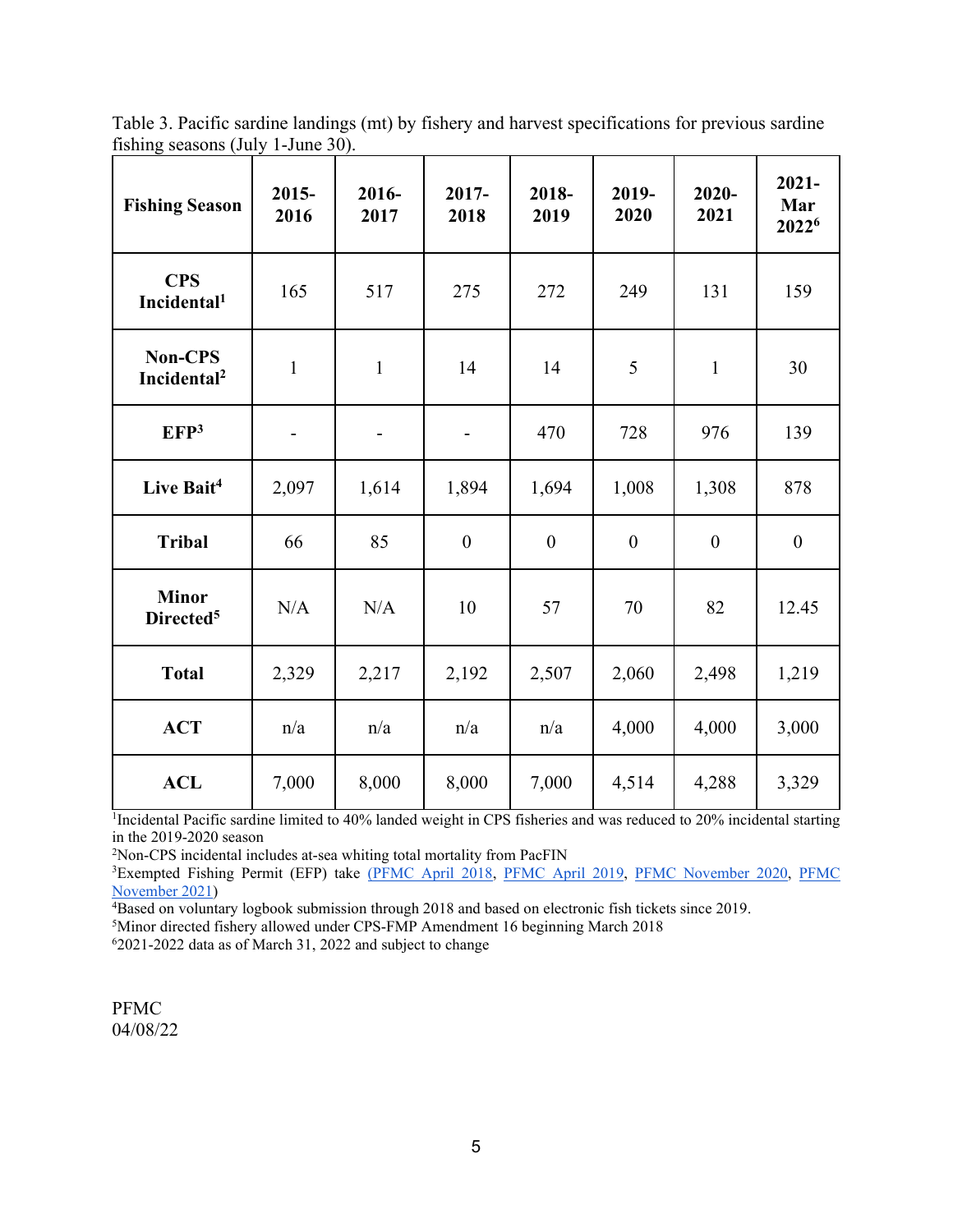Table 3. Pacific sardine landings (mt) by fishery and harvest specifications for previous sardine fishing seasons (July 1-June 30).

| Fishing Season | 2015-2016 | 2016-2017 | 2017-2018 | 2018-2019 | 2019-2020 | 2020-2021 | 2021-Mar 2022[6] |
|---|---|---|---|---|---|---|---|
| **CPS Incidental[1]** | 165 | 517 | 275 | 272 | 249 | 131 | 159 |
| **Non-CPS Incidental[2]** | 1 | 1 | 14 | 14 | 5 | 1 | 30 |
| **EFP[3]** | - | - | - | 470 | 728 | 976 | 139 |
| **Live Bait[4]** | 2,097 | 1,614 | 1,894 | 1,694 | 1,008 | 1,308 | 878 |
| **Tribal** | 66 | 85 | 0 | 0 | 0 | 0 | 0 |
| **Minor Directed[5]** | N/A | N/A | 10 | 57 | 70 | 82 | 12.45 |
| **Total** | 2,329 | 2,217 | 2,192 | 2,507 | 2,060 | 2,498 | 1,219 |
| **ACT** | n/a | n/a | n/a | n/a | 4,000 | 4,000 | 3,000 |
| **ACL** | 7,000 | 8,000 | 8,000 | 7,000 | 4,514 | 4,288 | 3,329 |

[1]Incidental Pacific sardine limited to 40% landed weight in CPS fisheries and was reduced to 20% incidental starting in the 2019-2020 season

[2]Non-CPS incidental includes at-sea whiting total mortality from PacFIN

[3]Exempted Fishing Permit (EFP) take (PFMC April 2018, PFMC April 2019, PFMC November 2020, PFMC November 2021)

[4]Based on voluntary logbook submission through 2018 and based on electronic fish tickets since 2019.

[5]Minor directed fishery allowed under CPS-FMP Amendment 16 beginning March 2018

[6]2021-2022 data as of March 31, 2022 and subject to change

PFMC
04/08/22